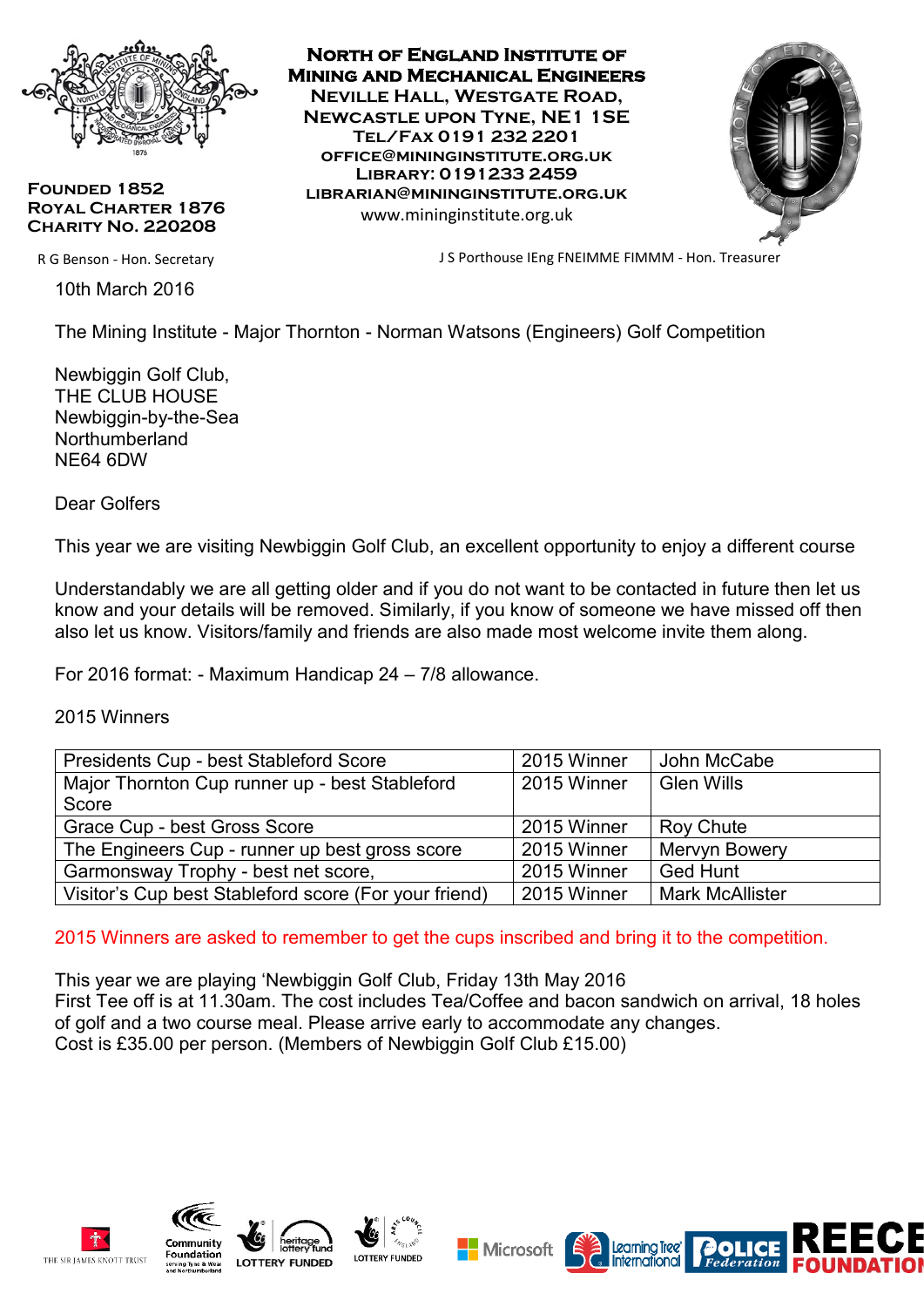**North of England Institute of Mining and Mechanical Engineers**
**Neville Hall, Westgate Road,**
**Newcastle upon Tyne, NE1 1SE**
**Tel/Fax 0191 232 2201**
**office@mininginstitute.org.uk**
**Library: 0191233 2459**
**librarian@mininginstitute.org.uk**
www.mininginstitute.org.uk

**Founded 1852**
**Royal Charter 1876**
**Charity No. 220208**

R G Benson - Hon. Secretary

J S Porthouse IEng FNEIMME FIMMM - Hon. Treasurer

10th March 2016

The Mining Institute - Major Thornton - Norman Watsons (Engineers) Golf Competition

Newbiggin Golf Club,
THE CLUB HOUSE
Newbiggin-by-the-Sea
Northumberland
NE64 6DW

Dear Golfers

This year we are visiting Newbiggin Golf Club, an excellent opportunity to enjoy a different course

Understandably we are all getting older and if you do not want to be contacted in future then let us know and your details will be removed. Similarly, if you know of someone we have missed off then also let us know. Visitors/family and friends are also made most welcome invite them along.

For 2016 format: - Maximum Handicap 24 – 7/8 allowance.

2015 Winners

| Presidents Cup - best Stableford Score | 2015 Winner | John McCabe |
|---|---|---|
| Major Thornton Cup runner up - best Stableford Score | 2015 Winner | Glen Wills |
| Grace Cup - best Gross Score | 2015 Winner | Roy Chute |
| The Engineers Cup - runner up best gross score | 2015 Winner | Mervyn Bowery |
| Garmonsway Trophy - best net score, | 2015 Winner | Ged Hunt |
| Visitor's Cup best Stableford score (For your friend) | 2015 Winner | Mark McAllister |

2015 Winners are asked to remember to get the cups inscribed and bring it to the competition.

This year we are playing 'Newbiggin Golf Club, Friday 13th May 2016
First Tee off is at 11.30am. The cost includes Tea/Coffee and bacon sandwich on arrival, 18 holes of golf and a two course meal. Please arrive early to accommodate any changes.
Cost is £35.00 per person. (Members of Newbiggin Golf Club £15.00)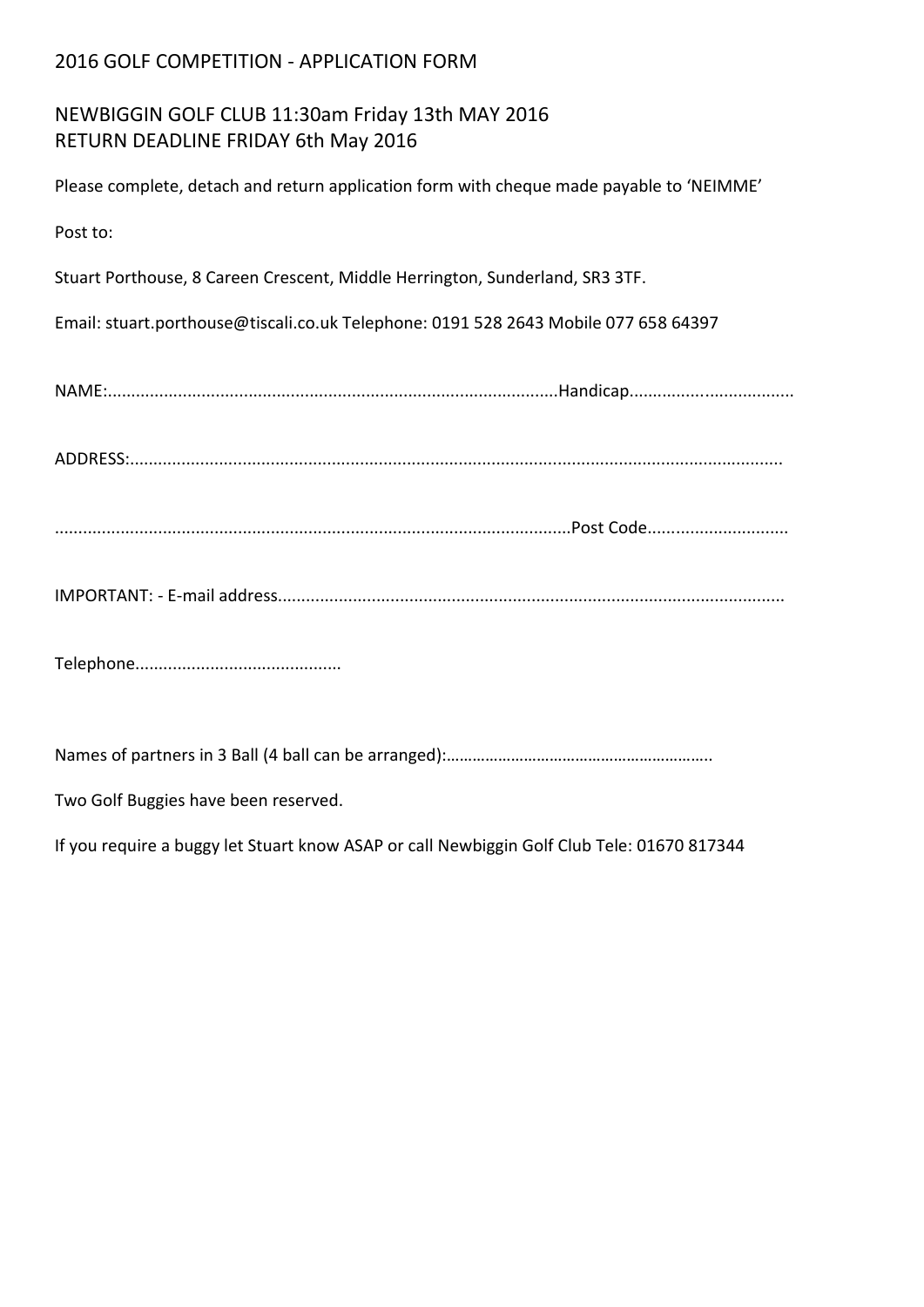# 2016 GOLF COMPETITION - APPLICATION FORM

## NEWBIGGIN GOLF CLUB 11:30am Friday 13th MAY 2016
## RETURN DEADLINE FRIDAY 6th May 2016

Please complete, detach and return application form with cheque made payable to 'NEIMME'

Post to:

Stuart Porthouse, 8 Careen Crescent, Middle Herrington, Sunderland, SR3 3TF.

Email: stuart.porthouse@tiscali.co.uk Telephone: 0191 528 2643 Mobile 077 658 64397

NAME:..............................................................................................Handicap....................................

ADDRESS:...........................................................................................................................................

............................................................................................................Post Code..............................

IMPORTANT: - E-mail address.............................................................................................................

Telephone............................................

Names of partners in 3 Ball (4 ball can be arranged):………………………………………………….

Two Golf Buggies have been reserved.

If you require a buggy let Stuart know ASAP or call Newbiggin Golf Club Tele: 01670 817344